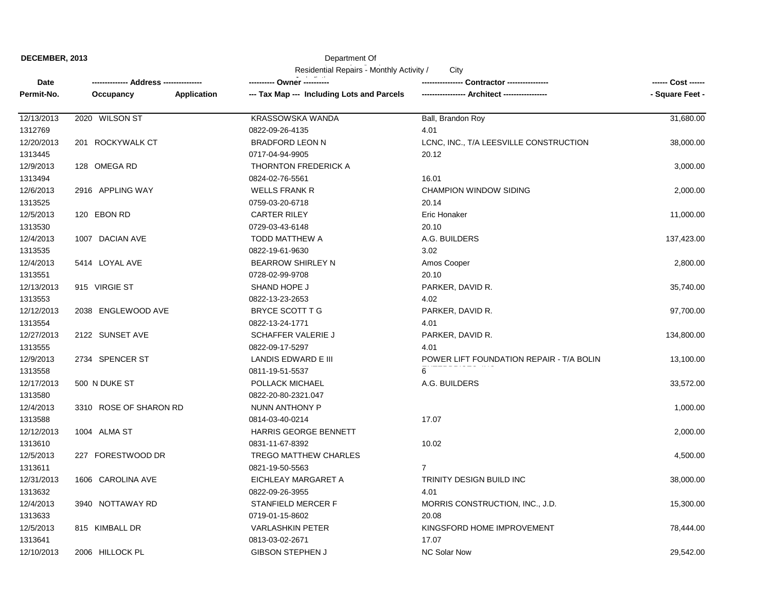**DECEMBER, 2013**

Department Of

Residential Repairs - Monthly Activity / City

| Date / Permit-No. | Address / Occupancy / Application | Owner / Tax Map --- Including Lots and Parcels | Contractor / Architect | Cost / Square Feet |
|---|---|---|---|---|
| 12/13/2013 | 2020 WILSON ST | KRASSOWSKA WANDA | Ball, Brandon Roy | 31,680.00 |
| 1312769 | | 0822-09-26-4135 | 4.01 | |
| 12/20/2013 | 201 ROCKYWALK CT | BRADFORD LEON N | LCNC, INC., T/A LEESVILLE CONSTRUCTION | 38,000.00 |
| 1313445 | | 0717-04-94-9905 | 20.12 | |
| 12/9/2013 | 128 OMEGA RD | THORNTON FREDERICK A | | 3,000.00 |
| 1313494 | | 0824-02-76-5561 | 16.01 | |
| 12/6/2013 | 2916 APPLING WAY | WELLS FRANK R | CHAMPION WINDOW SIDING | 2,000.00 |
| 1313525 | | 0759-03-20-6718 | 20.14 | |
| 12/5/2013 | 120 EBON RD | CARTER RILEY | Eric Honaker | 11,000.00 |
| 1313530 | | 0729-03-43-6148 | 20.10 | |
| 12/4/2013 | 1007 DACIAN AVE | TODD MATTHEW A | A.G. BUILDERS | 137,423.00 |
| 1313535 | | 0822-19-61-9630 | 3.02 | |
| 12/4/2013 | 5414 LOYAL AVE | BEARROW SHIRLEY N | Amos Cooper | 2,800.00 |
| 1313551 | | 0728-02-99-9708 | 20.10 | |
| 12/13/2013 | 915 VIRGIE ST | SHAND HOPE J | PARKER, DAVID R. | 35,740.00 |
| 1313553 | | 0822-13-23-2653 | 4.02 | |
| 12/12/2013 | 2038 ENGLEWOOD AVE | BRYCE SCOTT T G | PARKER, DAVID R. | 97,700.00 |
| 1313554 | | 0822-13-24-1771 | 4.01 | |
| 12/27/2013 | 2122 SUNSET AVE | SCHAFFER VALERIE J | PARKER, DAVID R. | 134,800.00 |
| 1313555 | | 0822-09-17-5297 | 4.01 | |
| 12/9/2013 | 2734 SPENCER ST | LANDIS EDWARD E III | POWER LIFT FOUNDATION REPAIR - T/A BOLIN | 13,100.00 |
| 1313558 | | 0811-19-51-5537 | 6 | |
| 12/17/2013 | 500 N DUKE ST | POLLACK MICHAEL | A.G. BUILDERS | 33,572.00 |
| 1313580 | | 0822-20-80-2321.047 | | |
| 12/4/2013 | 3310 ROSE OF SHARON RD | NUNN ANTHONY P | | 1,000.00 |
| 1313588 | | 0814-03-40-0214 | 17.07 | |
| 12/12/2013 | 1004 ALMA ST | HARRIS GEORGE BENNETT | | 2,000.00 |
| 1313610 | | 0831-11-67-8392 | 10.02 | |
| 12/5/2013 | 227 FORESTWOOD DR | TREGO MATTHEW CHARLES | | 4,500.00 |
| 1313611 | | 0821-19-50-5563 | 7 | |
| 12/31/2013 | 1606 CAROLINA AVE | EICHLEAY MARGARET A | TRINITY DESIGN BUILD INC | 38,000.00 |
| 1313632 | | 0822-09-26-3955 | 4.01 | |
| 12/4/2013 | 3940 NOTTAWAY RD | STANFIELD MERCER F | MORRIS CONSTRUCTION, INC., J.D. | 15,300.00 |
| 1313633 | | 0719-01-15-8602 | 20.08 | |
| 12/5/2013 | 815 KIMBALL DR | VARLASHKIN PETER | KINGSFORD HOME IMPROVEMENT | 78,444.00 |
| 1313641 | | 0813-03-02-2671 | 17.07 | |
| 12/10/2013 | 2006 HILLOCK PL | GIBSON STEPHEN J | NC Solar Now | 29,542.00 |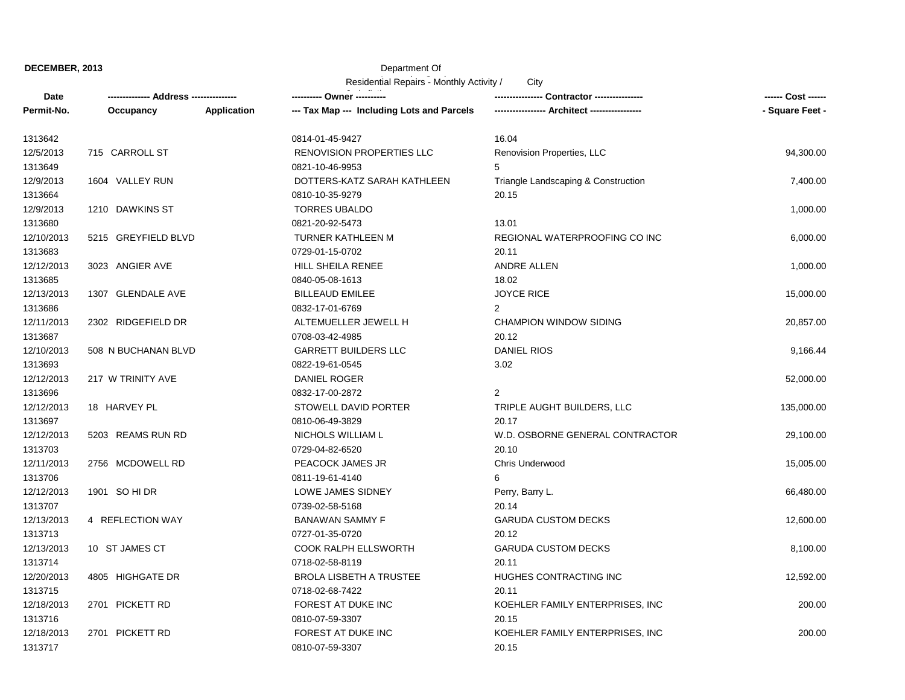**DECEMBER, 2013**

Department Of

Residential Repairs - Monthly Activity / City

| Date<br>Permit-No. | ------------- Address ---------------<br>Occupancy | Application | ---------- Owner ----------<br>--- Tax Map --- Including Lots and Parcels | --------------- Contractor ---------------<br>---------------- Architect ---------------- | ------ Cost ------<br>- Square Feet - |
|---|---|---|---|---|---|
| 1313642 | | | 0814-01-45-9427 | 16.04 | |
| 12/5/2013 | 715 CARROLL ST | | RENOVISION PROPERTIES LLC | Renovision Properties, LLC | 94,300.00 |
| 1313649 | | | 0821-10-46-9953 | 5 | |
| 12/9/2013 | 1604 VALLEY RUN | | DOTTERS-KATZ SARAH KATHLEEN | Triangle Landscaping & Construction | 7,400.00 |
| 1313664 | | | 0810-10-35-9279 | 20.15 | |
| 12/9/2013 | 1210 DAWKINS ST | | TORRES UBALDO | | 1,000.00 |
| 1313680 | | | 0821-20-92-5473 | 13.01 | |
| 12/10/2013 | 5215 GREYFIELD BLVD | | TURNER KATHLEEN M | REGIONAL WATERPROOFING CO INC | 6,000.00 |
| 1313683 | | | 0729-01-15-0702 | 20.11 | |
| 12/12/2013 | 3023 ANGIER AVE | | HILL SHEILA RENEE | ANDRE ALLEN | 1,000.00 |
| 1313685 | | | 0840-05-08-1613 | 18.02 | |
| 12/13/2013 | 1307 GLENDALE AVE | | BILLEAUD EMILEE | JOYCE RICE | 15,000.00 |
| 1313686 | | | 0832-17-01-6769 | 2 | |
| 12/11/2013 | 2302 RIDGEFIELD DR | | ALTEMUELLER JEWELL H | CHAMPION WINDOW SIDING | 20,857.00 |
| 1313687 | | | 0708-03-42-4985 | 20.12 | |
| 12/10/2013 | 508 N BUCHANAN BLVD | | GARRETT BUILDERS LLC | DANIEL RIOS | 9,166.44 |
| 1313693 | | | 0822-19-61-0545 | 3.02 | |
| 12/12/2013 | 217 W TRINITY AVE | | DANIEL ROGER | | 52,000.00 |
| 1313696 | | | 0832-17-00-2872 | 2 | |
| 12/12/2013 | 18 HARVEY PL | | STOWELL DAVID PORTER | TRIPLE AUGHT BUILDERS, LLC | 135,000.00 |
| 1313697 | | | 0810-06-49-3829 | 20.17 | |
| 12/12/2013 | 5203 REAMS RUN RD | | NICHOLS WILLIAM L | W.D. OSBORNE GENERAL CONTRACTOR | 29,100.00 |
| 1313703 | | | 0729-04-82-6520 | 20.10 | |
| 12/11/2013 | 2756 MCDOWELL RD | | PEACOCK JAMES JR | Chris Underwood | 15,005.00 |
| 1313706 | | | 0811-19-61-4140 | 6 | |
| 12/12/2013 | 1901 SO HI DR | | LOWE JAMES SIDNEY | Perry, Barry L. | 66,480.00 |
| 1313707 | | | 0739-02-58-5168 | 20.14 | |
| 12/13/2013 | 4 REFLECTION WAY | | BANAWAN SAMMY F | GARUDA CUSTOM DECKS | 12,600.00 |
| 1313713 | | | 0727-01-35-0720 | 20.12 | |
| 12/13/2013 | 10 ST JAMES CT | | COOK RALPH ELLSWORTH | GARUDA CUSTOM DECKS | 8,100.00 |
| 1313714 | | | 0718-02-58-8119 | 20.11 | |
| 12/20/2013 | 4805 HIGHGATE DR | | BROLA LISBETH A TRUSTEE | HUGHES CONTRACTING INC | 12,592.00 |
| 1313715 | | | 0718-02-68-7422 | 20.11 | |
| 12/18/2013 | 2701 PICKETT RD | | FOREST AT DUKE INC | KOEHLER FAMILY ENTERPRISES, INC | 200.00 |
| 1313716 | | | 0810-07-59-3307 | 20.15 | |
| 12/18/2013 | 2701 PICKETT RD | | FOREST AT DUKE INC | KOEHLER FAMILY ENTERPRISES, INC | 200.00 |
| 1313717 | | | 0810-07-59-3307 | 20.15 | |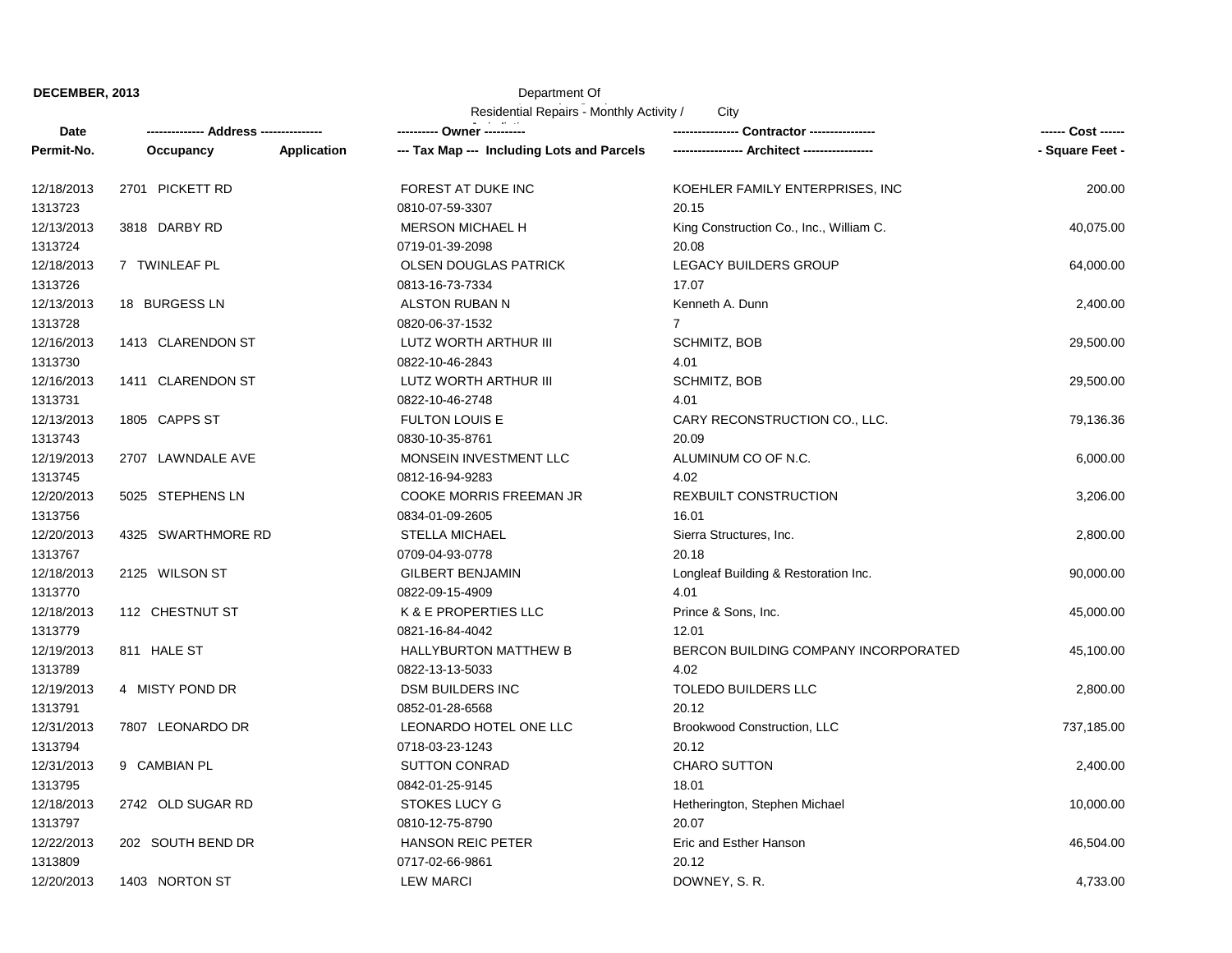**DECEMBER, 2013**

Department Of

Residential Repairs - Monthly Activity / City

| Date<br>Permit-No. | ------------- Address --------------<br>Occupancy | Application | ---------- Owner ----------<br>--- Tax Map --- Including Lots and Parcels | --------------- Contractor ---------------<br>---------------- Architect ---------------- | ------ Cost ------<br>- Square Feet - |
|---|---|---|---|---|---|
| 12/18/2013<br>1313723 | 2701 PICKETT RD | | FOREST AT DUKE INC<br>0810-07-59-3307 | KOEHLER FAMILY ENTERPRISES, INC<br>20.15 | 200.00 |
| 12/13/2013<br>1313724 | 3818 DARBY RD | | MERSON MICHAEL H<br>0719-01-39-2098 | King Construction Co., Inc., William C.<br>20.08 | 40,075.00 |
| 12/18/2013<br>1313726 | 7 TWINLEAF PL | | OLSEN DOUGLAS PATRICK<br>0813-16-73-7334 | LEGACY BUILDERS GROUP<br>17.07 | 64,000.00 |
| 12/13/2013<br>1313728 | 18 BURGESS LN | | ALSTON RUBAN N<br>0820-06-37-1532 | Kenneth A. Dunn<br>7 | 2,400.00 |
| 12/16/2013<br>1313730 | 1413 CLARENDON ST | | LUTZ WORTH ARTHUR III<br>0822-10-46-2843 | SCHMITZ, BOB<br>4.01 | 29,500.00 |
| 12/16/2013<br>1313731 | 1411 CLARENDON ST | | LUTZ WORTH ARTHUR III<br>0822-10-46-2748 | SCHMITZ, BOB<br>4.01 | 29,500.00 |
| 12/13/2013<br>1313743 | 1805 CAPPS ST | | FULTON LOUIS E<br>0830-10-35-8761 | CARY RECONSTRUCTION CO., LLC.<br>20.09 | 79,136.36 |
| 12/19/2013<br>1313745 | 2707 LAWNDALE AVE | | MONSEIN INVESTMENT LLC<br>0812-16-94-9283 | ALUMINUM CO OF N.C.<br>4.02 | 6,000.00 |
| 12/20/2013<br>1313756 | 5025 STEPHENS LN | | COOKE MORRIS FREEMAN JR<br>0834-01-09-2605 | REXBUILT CONSTRUCTION<br>16.01 | 3,206.00 |
| 12/20/2013<br>1313767 | 4325 SWARTHMORE RD | | STELLA MICHAEL<br>0709-04-93-0778 | Sierra Structures, Inc.<br>20.18 | 2,800.00 |
| 12/18/2013<br>1313770 | 2125 WILSON ST | | GILBERT BENJAMIN<br>0822-09-15-4909 | Longleaf Building & Restoration Inc.<br>4.01 | 90,000.00 |
| 12/18/2013<br>1313779 | 112 CHESTNUT ST | | K & E PROPERTIES LLC<br>0821-16-84-4042 | Prince & Sons, Inc.<br>12.01 | 45,000.00 |
| 12/19/2013<br>1313789 | 811 HALE ST | | HALLYBURTON MATTHEW B<br>0822-13-13-5033 | BERCON BUILDING COMPANY INCORPORATED<br>4.02 | 45,100.00 |
| 12/19/2013<br>1313791 | 4 MISTY POND DR | | DSM BUILDERS INC<br>0852-01-28-6568 | TOLEDO BUILDERS LLC<br>20.12 | 2,800.00 |
| 12/31/2013<br>1313794 | 7807 LEONARDO DR | | LEONARDO HOTEL ONE LLC<br>0718-03-23-1243 | Brookwood Construction, LLC<br>20.12 | 737,185.00 |
| 12/31/2013<br>1313795 | 9 CAMBIAN PL | | SUTTON CONRAD<br>0842-01-25-9145 | CHARO SUTTON<br>18.01 | 2,400.00 |
| 12/18/2013<br>1313797 | 2742 OLD SUGAR RD | | STOKES LUCY G<br>0810-12-75-8790 | Hetherington, Stephen Michael<br>20.07 | 10,000.00 |
| 12/22/2013<br>1313809 | 202 SOUTH BEND DR | | HANSON REIC PETER<br>0717-02-66-9861 | Eric and Esther Hanson<br>20.12 | 46,504.00 |
| 12/20/2013 | 1403 NORTON ST | | LEW MARCI | DOWNEY, S. R. | 4,733.00 |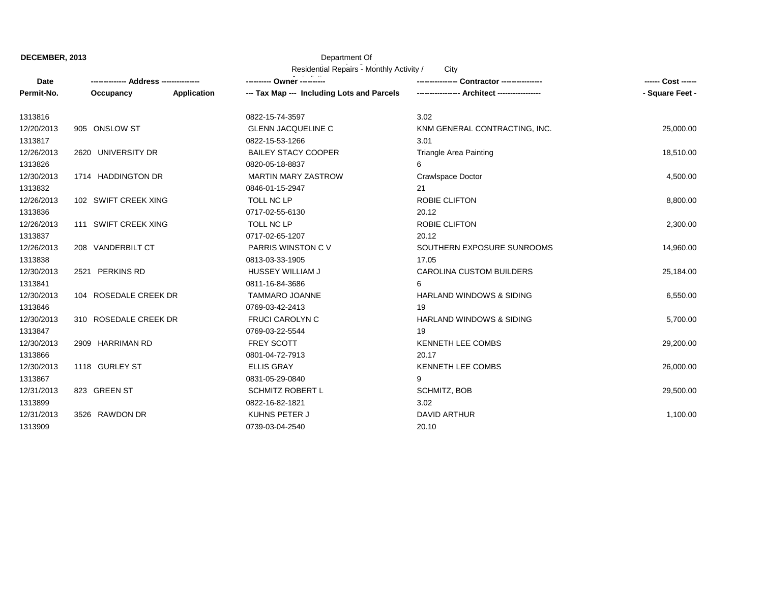**DECEMBER, 2013**

Department Of

Residential Repairs - Monthly Activity / City

| Date<br>Permit-No. | -------------- Address --------------<br>Occupancy Application | ---------- Owner ----------<br>--- Tax Map --- Including Lots and Parcels | ---------------- Contractor ----------------<br>----------------- Architect ----------------- | ------ Cost ------<br>- Square Feet - |
|---|---|---|---|---|
| 1313816 | | 0822-15-74-3597 | 3.02 | |
| 12/20/2013 | 905 ONSLOW ST | GLENN JACQUELINE C | KNM GENERAL CONTRACTING, INC. | 25,000.00 |
| 1313817 | | 0822-15-53-1266 | 3.01 | |
| 12/26/2013 | 2620 UNIVERSITY DR | BAILEY STACY COOPER | Triangle Area Painting | 18,510.00 |
| 1313826 | | 0820-05-18-8837 | 6 | |
| 12/30/2013 | 1714 HADDINGTON DR | MARTIN MARY ZASTROW | Crawlspace Doctor | 4,500.00 |
| 1313832 | | 0846-01-15-2947 | 21 | |
| 12/26/2013 | 102 SWIFT CREEK XING | TOLL NC LP | ROBIE CLIFTON | 8,800.00 |
| 1313836 | | 0717-02-55-6130 | 20.12 | |
| 12/26/2013 | 111 SWIFT CREEK XING | TOLL NC LP | ROBIE CLIFTON | 2,300.00 |
| 1313837 | | 0717-02-65-1207 | 20.12 | |
| 12/26/2013 | 208 VANDERBILT CT | PARRIS WINSTON C V | SOUTHERN EXPOSURE SUNROOMS | 14,960.00 |
| 1313838 | | 0813-03-33-1905 | 17.05 | |
| 12/30/2013 | 2521 PERKINS RD | HUSSEY WILLIAM J | CAROLINA CUSTOM BUILDERS | 25,184.00 |
| 1313841 | | 0811-16-84-3686 | 6 | |
| 12/30/2013 | 104 ROSEDALE CREEK DR | TAMMARO JOANNE | HARLAND WINDOWS & SIDING | 6,550.00 |
| 1313846 | | 0769-03-42-2413 | 19 | |
| 12/30/2013 | 310 ROSEDALE CREEK DR | FRUCI CAROLYN C | HARLAND WINDOWS & SIDING | 5,700.00 |
| 1313847 | | 0769-03-22-5544 | 19 | |
| 12/30/2013 | 2909 HARRIMAN RD | FREY SCOTT | KENNETH LEE COMBS | 29,200.00 |
| 1313866 | | 0801-04-72-7913 | 20.17 | |
| 12/30/2013 | 1118 GURLEY ST | ELLIS GRAY | KENNETH LEE COMBS | 26,000.00 |
| 1313867 | | 0831-05-29-0840 | 9 | |
| 12/31/2013 | 823 GREEN ST | SCHMITZ ROBERT L | SCHMITZ, BOB | 29,500.00 |
| 1313899 | | 0822-16-82-1821 | 3.02 | |
| 12/31/2013 | 3526 RAWDON DR | KUHNS PETER J | DAVID ARTHUR | 1,100.00 |
| 1313909 | | 0739-03-04-2540 | 20.10 | |